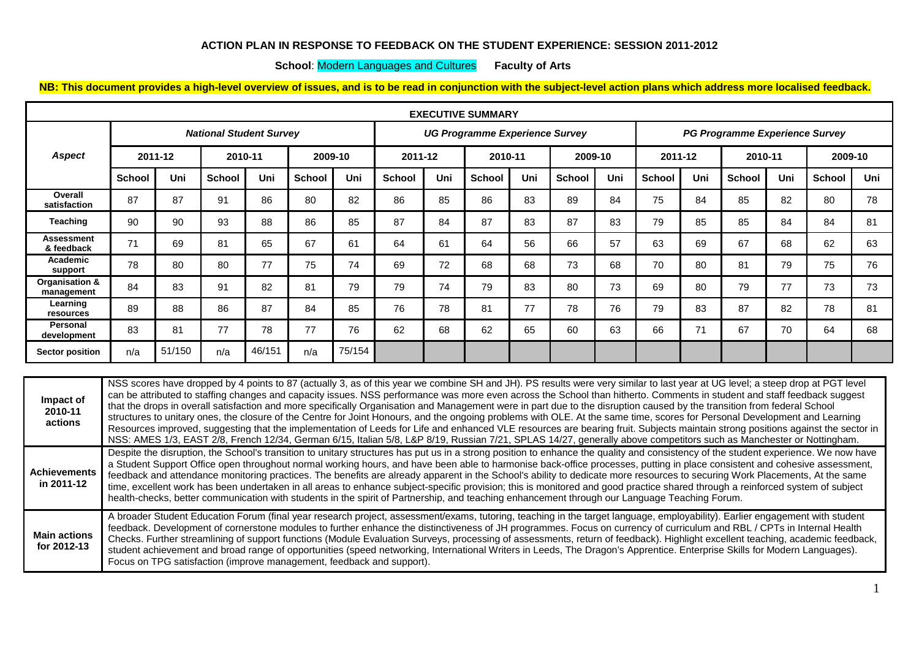**ACTION PLAN IN RESPONSE TO FEEDBACK ON THE STUDENT EXPERIENCE: SESSION 2011-2012**

**School**: Modern Languages and Cultures **Faculty of Arts**

**NB: This document provides a high-level overview of issues, and is to be read in conjunction with the subject-level action plans which address more localised feedback.**

| EXECUTIVE SUMMARY | | | | | | | | | | | | | | | | | | |
|---|---|---|---|---|---|---|---|---|---|---|---|---|---|---|---|---|---|---|
| ***Aspect*** | ***National Student Survey*** | | | | | | ***UG Programme Experience Survey*** | | | | | | ***PG Programme Experience Survey*** | | | | | |
| | **2011-12** | | **2010-11** | | **2009-10** | | **2011-12** | | **2010-11** | | **2009-10** | | **2011-12** | | **2010-11** | | **2009-10** | |
| | **School** | **Uni** | **School** | **Uni** | **School** | **Uni** | **School** | **Uni** | **School** | **Uni** | **School** | **Uni** | **School** | **Uni** | **School** | **Uni** | **School** | **Uni** |
| **Overall satisfaction** | 87 | 87 | 91 | 86 | 80 | 82 | 86 | 85 | 86 | 83 | 89 | 84 | 75 | 84 | 85 | 82 | 80 | 78 |
| **Teaching** | 90 | 90 | 93 | 88 | 86 | 85 | 87 | 84 | 87 | 83 | 87 | 83 | 79 | 85 | 85 | 84 | 84 | 81 |
| **Assessment & feedback** | 71 | 69 | 81 | 65 | 67 | 61 | 64 | 61 | 64 | 56 | 66 | 57 | 63 | 69 | 67 | 68 | 62 | 63 |
| **Academic support** | 78 | 80 | 80 | 77 | 75 | 74 | 69 | 72 | 68 | 68 | 73 | 68 | 70 | 80 | 81 | 79 | 75 | 76 |
| **Organisation & management** | 84 | 83 | 91 | 82 | 81 | 79 | 79 | 74 | 79 | 83 | 80 | 73 | 69 | 80 | 79 | 77 | 73 | 73 |
| **Learning resources** | 89 | 88 | 86 | 87 | 84 | 85 | 76 | 78 | 81 | 77 | 78 | 76 | 79 | 83 | 87 | 82 | 78 | 81 |
| **Personal development** | 83 | 81 | 77 | 78 | 77 | 76 | 62 | 68 | 62 | 65 | 60 | 63 | 66 | 71 | 67 | 70 | 64 | 68 |
| **Sector position** | n/a | 51/150 | n/a | 46/151 | n/a | 75/154 | | | | | | | | | | | | |

| | |
|---|---|
| **Impact of 2010-11 actions** | NSS scores have dropped by 4 points to 87 (actually 3, as of this year we combine SH and JH). PS results were very similar to last year at UG level; a steep drop at PGT level can be attributed to staffing changes and capacity issues. NSS performance was more even across the School than hitherto. Comments in student and staff feedback suggest that the drops in overall satisfaction and more specifically Organisation and Management were in part due to the disruption caused by the transition from federal School structures to unitary ones, the closure of the Centre for Joint Honours, and the ongoing problems with OLE. At the same time, scores for Personal Development and Learning Resources improved, suggesting that the implementation of Leeds for Life and enhanced VLE resources are bearing fruit. Subjects maintain strong positions against the sector in NSS: AMES 1/3, EAST 2/8, French 12/34, German 6/15, Italian 5/8, L&P 8/19, Russian 7/21, SPLAS 14/27, generally above competitors such as Manchester or Nottingham. |
| **Achievements in 2011-12** | Despite the disruption, the School's transition to unitary structures has put us in a strong position to enhance the quality and consistency of the student experience. We now have a Student Support Office open throughout normal working hours, and have been able to harmonise back-office processes, putting in place consistent and cohesive assessment, feedback and attendance monitoring practices. The benefits are already apparent in the School's ability to dedicate more resources to securing Work Placements, At the same time, excellent work has been undertaken in all areas to enhance subject-specific provision; this is monitored and good practice shared through a reinforced system of subject health-checks, better communication with students in the spirit of Partnership, and teaching enhancement through our Language Teaching Forum. |
| **Main actions for 2012-13** | A broader Student Education Forum (final year research project, assessment/exams, tutoring, teaching in the target language, employability). Earlier engagement with student feedback. Development of cornerstone modules to further enhance the distinctiveness of JH programmes. Focus on currency of curriculum and RBL / CPTs in Internal Health Checks. Further streamlining of support functions (Module Evaluation Surveys, processing of assessments, return of feedback). Highlight excellent teaching, academic feedback, student achievement and broad range of opportunities (speed networking, International Writers in Leeds, The Dragon's Apprentice. Enterprise Skills for Modern Languages). Focus on TPG satisfaction (improve management, feedback and support). |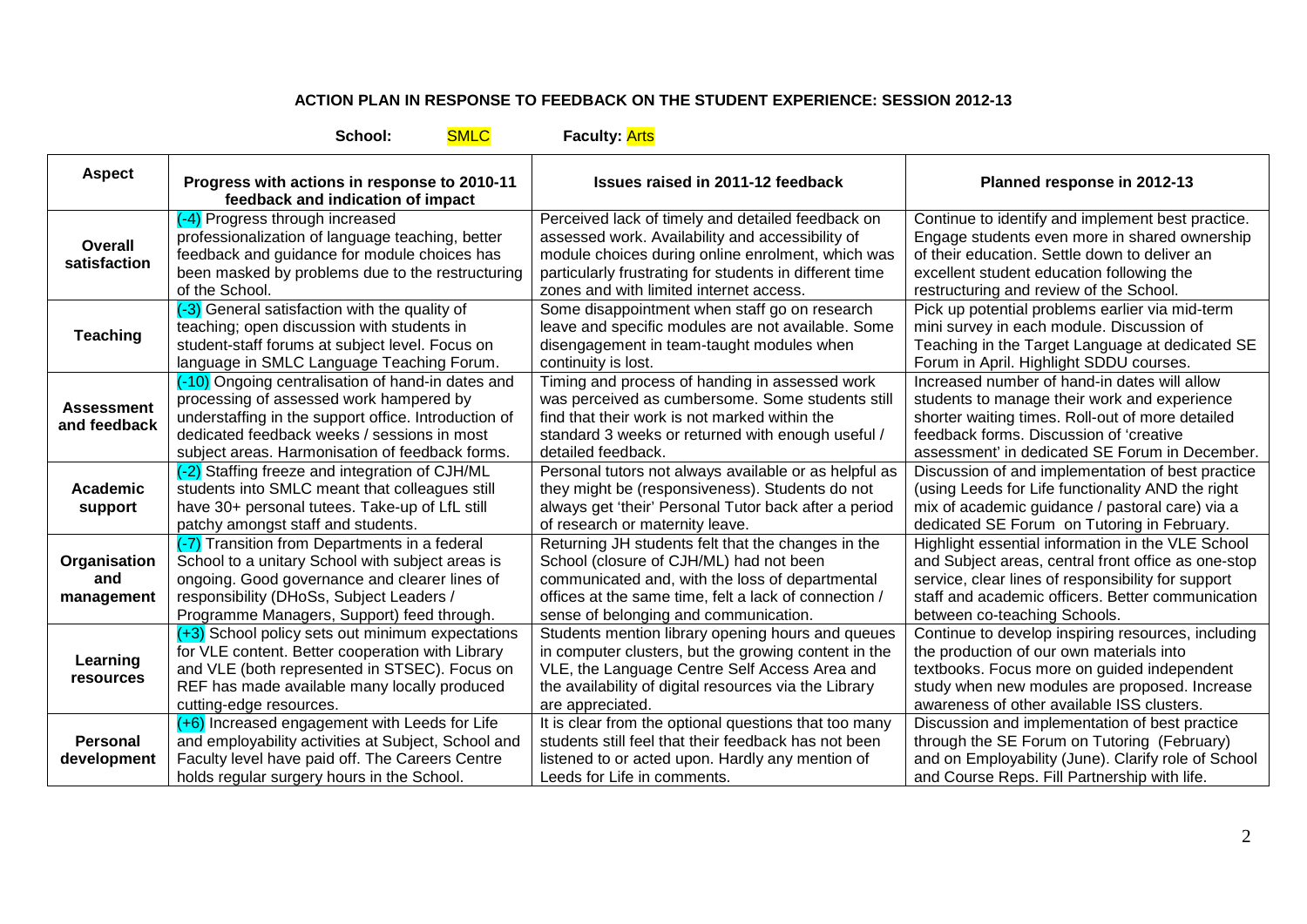**ACTION PLAN IN RESPONSE TO FEEDBACK ON THE STUDENT EXPERIENCE: SESSION 2012-13**

**School:** SMLC **Faculty:** Arts

| Aspect | Progress with actions in response to 2010-11 feedback and indication of impact | Issues raised in 2011-12 feedback | Planned response in 2012-13 |
|---|---|---|---|
| **Overall satisfaction** | (-4) Progress through increased professionalization of language teaching, better feedback and guidance for module choices has been masked by problems due to the restructuring of the School. | Perceived lack of timely and detailed feedback on assessed work. Availability and accessibility of module choices during online enrolment, which was particularly frustrating for students in different time zones and with limited internet access. | Continue to identify and implement best practice. Engage students even more in shared ownership of their education. Settle down to deliver an excellent student education following the restructuring and review of the School. |
| **Teaching** | (-3) General satisfaction with the quality of teaching; open discussion with students in student-staff forums at subject level. Focus on language in SMLC Language Teaching Forum. | Some disappointment when staff go on research leave and specific modules are not available. Some disengagement in team-taught modules when continuity is lost. | Pick up potential problems earlier via mid-term mini survey in each module. Discussion of Teaching in the Target Language at dedicated SE Forum in April. Highlight SDDU courses. |
| **Assessment and feedback** | (-10) Ongoing centralisation of hand-in dates and processing of assessed work hampered by understaffing in the support office. Introduction of dedicated feedback weeks / sessions in most subject areas. Harmonisation of feedback forms. | Timing and process of handing in assessed work was perceived as cumbersome. Some students still find that their work is not marked within the standard 3 weeks or returned with enough useful / detailed feedback. | Increased number of hand-in dates will allow students to manage their work and experience shorter waiting times. Roll-out of more detailed feedback forms. Discussion of 'creative assessment' in dedicated SE Forum in December. |
| **Academic support** | (-2) Staffing freeze and integration of CJH/ML students into SMLC meant that colleagues still have 30+ personal tutees. Take-up of LfL still patchy amongst staff and students. | Personal tutors not always available or as helpful as they might be (responsiveness). Students do not always get 'their' Personal Tutor back after a period of research or maternity leave. | Discussion of and implementation of best practice (using Leeds for Life functionality AND the right mix of academic guidance / pastoral care) via a dedicated SE Forum on Tutoring in February. |
| **Organisation and management** | (-7) Transition from Departments in a federal School to a unitary School with subject areas is ongoing. Good governance and clearer lines of responsibility (DHoSs, Subject Leaders / Programme Managers, Support) feed through. | Returning JH students felt that the changes in the School (closure of CJH/ML) had not been communicated and, with the loss of departmental offices at the same time, felt a lack of connection / sense of belonging and communication. | Highlight essential information in the VLE School and Subject areas, central front office as one-stop service, clear lines of responsibility for support staff and academic officers. Better communication between co-teaching Schools. |
| **Learning resources** | (+3) School policy sets out minimum expectations for VLE content. Better cooperation with Library and VLE (both represented in STSEC). Focus on REF has made available many locally produced cutting-edge resources. | Students mention library opening hours and queues in computer clusters, but the growing content in the VLE, the Language Centre Self Access Area and the availability of digital resources via the Library are appreciated. | Continue to develop inspiring resources, including the production of our own materials into textbooks. Focus more on guided independent study when new modules are proposed. Increase awareness of other available ISS clusters. |
| **Personal development** | (+6) Increased engagement with Leeds for Life and employability activities at Subject, School and Faculty level have paid off. The Careers Centre holds regular surgery hours in the School. | It is clear from the optional questions that too many students still feel that their feedback has not been listened to or acted upon. Hardly any mention of Leeds for Life in comments. | Discussion and implementation of best practice through the SE Forum on Tutoring (February) and on Employability (June). Clarify role of School and Course Reps. Fill Partnership with life. |